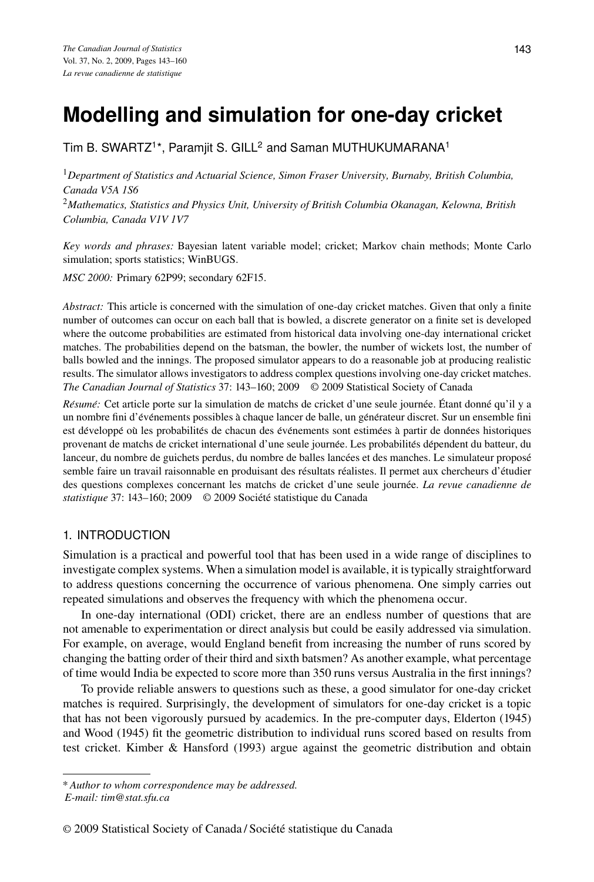# Modelling and simulation for one-day cricket

Tim B. SWARTZ[1]*, Paramjit S. GILL[2] and Saman MUTHUKUMARANA[1]

[1]*Department of Statistics and Actuarial Science, Simon Fraser University, Burnaby, British Columbia, Canada V5A 1S6*

[2]*Mathematics, Statistics and Physics Unit, University of British Columbia Okanagan, Kelowna, British Columbia, Canada V1V 1V7*

*Key words and phrases:* Bayesian latent variable model; cricket; Markov chain methods; Monte Carlo simulation; sports statistics; WinBUGS.

*MSC 2000:* Primary 62P99; secondary 62F15.

*Abstract:* This article is concerned with the simulation of one-day cricket matches. Given that only a finite number of outcomes can occur on each ball that is bowled, a discrete generator on a finite set is developed where the outcome probabilities are estimated from historical data involving one-day international cricket matches. The probabilities depend on the batsman, the bowler, the number of wickets lost, the number of balls bowled and the innings. The proposed simulator appears to do a reasonable job at producing realistic results. The simulator allows investigators to address complex questions involving one-day cricket matches. *The Canadian Journal of Statistics* 37: 143–160; 2009 © 2009 Statistical Society of Canada

*Résumé:* Cet article porte sur la simulation de matchs de cricket d'une seule journée. Étant donné qu'il y a un nombre fini d'événements possibles à chaque lancer de balle, un générateur discret. Sur un ensemble fini est développé où les probabilités de chacun des événements sont estimées à partir de données historiques provenant de matchs de cricket international d'une seule journée. Les probabilités dépendent du batteur, du lanceur, du nombre de guichets perdus, du nombre de balles lancées et des manches. Le simulateur proposé semble faire un travail raisonnable en produisant des résultats réalistes. Il permet aux chercheurs d'étudier des questions complexes concernant les matchs de cricket d'une seule journée. *La revue canadienne de statistique* 37: 143–160; 2009 © 2009 Société statistique du Canada

## 1. INTRODUCTION

Simulation is a practical and powerful tool that has been used in a wide range of disciplines to investigate complex systems. When a simulation model is available, it is typically straightforward to address questions concerning the occurrence of various phenomena. One simply carries out repeated simulations and observes the frequency with which the phenomena occur.

In one-day international (ODI) cricket, there are an endless number of questions that are not amenable to experimentation or direct analysis but could be easily addressed via simulation. For example, on average, would England benefit from increasing the number of runs scored by changing the batting order of their third and sixth batsmen? As another example, what percentage of time would India be expected to score more than 350 runs versus Australia in the first innings?

To provide reliable answers to questions such as these, a good simulator for one-day cricket matches is required. Surprisingly, the development of simulators for one-day cricket is a topic that has not been vigorously pursued by academics. In the pre-computer days, Elderton (1945) and Wood (1945) fit the geometric distribution to individual runs scored based on results from test cricket. Kimber & Hansford (1993) argue against the geometric distribution and obtain

---

* *Author to whom correspondence may be addressed.*
*E-mail: tim@stat.sfu.ca*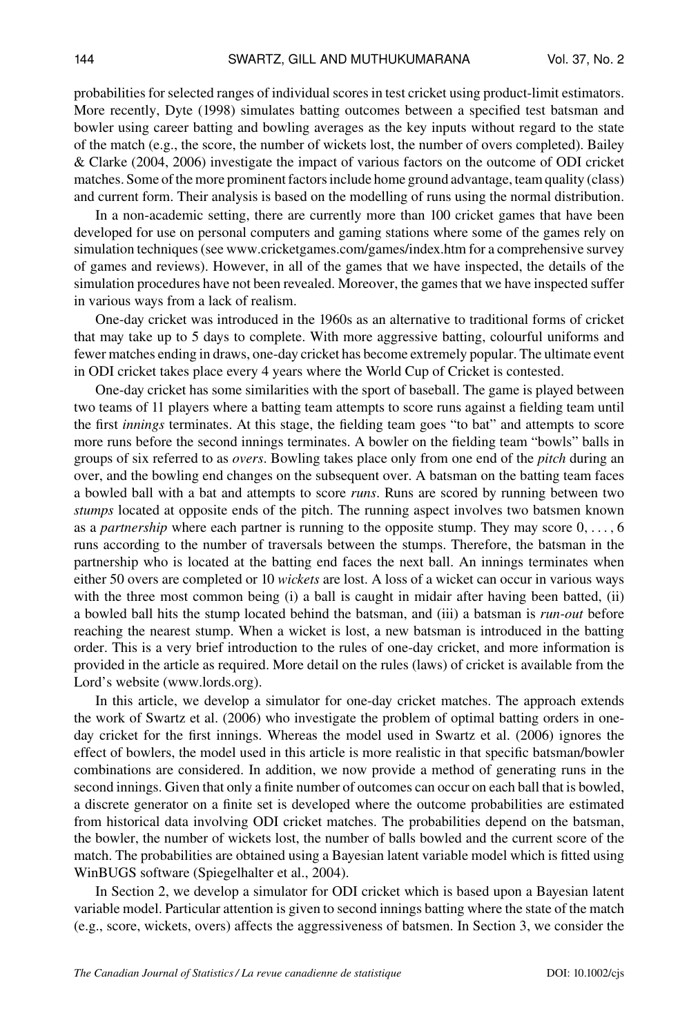probabilities for selected ranges of individual scores in test cricket using product-limit estimators. More recently, Dyte (1998) simulates batting outcomes between a specified test batsman and bowler using career batting and bowling averages as the key inputs without regard to the state of the match (e.g., the score, the number of wickets lost, the number of overs completed). Bailey & Clarke (2004, 2006) investigate the impact of various factors on the outcome of ODI cricket matches. Some of the more prominent factors include home ground advantage, team quality (class) and current form. Their analysis is based on the modelling of runs using the normal distribution.

In a non-academic setting, there are currently more than 100 cricket games that have been developed for use on personal computers and gaming stations where some of the games rely on simulation techniques (see www.cricketgames.com/games/index.htm for a comprehensive survey of games and reviews). However, in all of the games that we have inspected, the details of the simulation procedures have not been revealed. Moreover, the games that we have inspected suffer in various ways from a lack of realism.

One-day cricket was introduced in the 1960s as an alternative to traditional forms of cricket that may take up to 5 days to complete. With more aggressive batting, colourful uniforms and fewer matches ending in draws, one-day cricket has become extremely popular. The ultimate event in ODI cricket takes place every 4 years where the World Cup of Cricket is contested.

One-day cricket has some similarities with the sport of baseball. The game is played between two teams of 11 players where a batting team attempts to score runs against a fielding team until the first *innings* terminates. At this stage, the fielding team goes "to bat" and attempts to score more runs before the second innings terminates. A bowler on the fielding team "bowls" balls in groups of six referred to as *overs*. Bowling takes place only from one end of the *pitch* during an over, and the bowling end changes on the subsequent over. A batsman on the batting team faces a bowled ball with a bat and attempts to score *runs*. Runs are scored by running between two *stumps* located at opposite ends of the pitch. The running aspect involves two batsmen known as a *partnership* where each partner is running to the opposite stump. They may score $0, \ldots, 6$ runs according to the number of traversals between the stumps. Therefore, the batsman in the partnership who is located at the batting end faces the next ball. An innings terminates when either 50 overs are completed or 10 *wickets* are lost. A loss of a wicket can occur in various ways with the three most common being (i) a ball is caught in midair after having been batted, (ii) a bowled ball hits the stump located behind the batsman, and (iii) a batsman is *run-out* before reaching the nearest stump. When a wicket is lost, a new batsman is introduced in the batting order. This is a very brief introduction to the rules of one-day cricket, and more information is provided in the article as required. More detail on the rules (laws) of cricket is available from the Lord's website (www.lords.org).

In this article, we develop a simulator for one-day cricket matches. The approach extends the work of Swartz et al. (2006) who investigate the problem of optimal batting orders in one-day cricket for the first innings. Whereas the model used in Swartz et al. (2006) ignores the effect of bowlers, the model used in this article is more realistic in that specific batsman/bowler combinations are considered. In addition, we now provide a method of generating runs in the second innings. Given that only a finite number of outcomes can occur on each ball that is bowled, a discrete generator on a finite set is developed where the outcome probabilities are estimated from historical data involving ODI cricket matches. The probabilities depend on the batsman, the bowler, the number of wickets lost, the number of balls bowled and the current score of the match. The probabilities are obtained using a Bayesian latent variable model which is fitted using WinBUGS software (Spiegelhalter et al., 2004).

In Section 2, we develop a simulator for ODI cricket which is based upon a Bayesian latent variable model. Particular attention is given to second innings batting where the state of the match (e.g., score, wickets, overs) affects the aggressiveness of batsmen. In Section 3, we consider the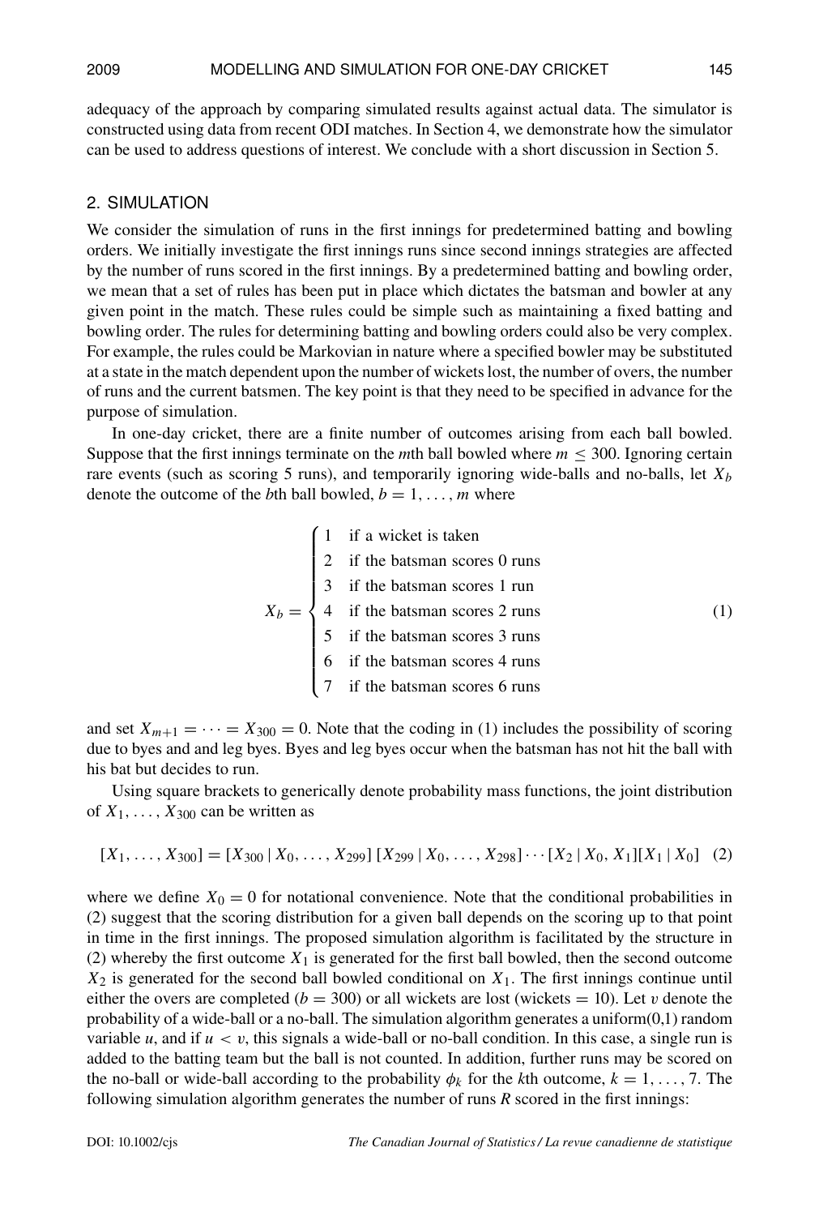adequacy of the approach by comparing simulated results against actual data. The simulator is constructed using data from recent ODI matches. In Section 4, we demonstrate how the simulator can be used to address questions of interest. We conclude with a short discussion in Section 5.

## 2. SIMULATION

We consider the simulation of runs in the first innings for predetermined batting and bowling orders. We initially investigate the first innings runs since second innings strategies are affected by the number of runs scored in the first innings. By a predetermined batting and bowling order, we mean that a set of rules has been put in place which dictates the batsman and bowler at any given point in the match. These rules could be simple such as maintaining a fixed batting and bowling order. The rules for determining batting and bowling orders could also be very complex. For example, the rules could be Markovian in nature where a specified bowler may be substituted at a state in the match dependent upon the number of wickets lost, the number of overs, the number of runs and the current batsmen. The key point is that they need to be specified in advance for the purpose of simulation.

In one-day cricket, there are a finite number of outcomes arising from each ball bowled. Suppose that the first innings terminate on the $m$th ball bowled where $m \leq 300$. Ignoring certain rare events (such as scoring 5 runs), and temporarily ignoring wide-balls and no-balls, let $X_b$ denote the outcome of the $b$th ball bowled, $b = 1, \ldots, m$ where

$$X_b = \begin{cases} 1 & \text{if a wicket is taken} \\ 2 & \text{if the batsman scores 0 runs} \\ 3 & \text{if the batsman scores 1 run} \\ 4 & \text{if the batsman scores 2 runs} \\ 5 & \text{if the batsman scores 3 runs} \\ 6 & \text{if the batsman scores 4 runs} \\ 7 & \text{if the batsman scores 6 runs} \end{cases} \tag{1}$$

and set $X_{m+1} = \cdots = X_{300} = 0$. Note that the coding in (1) includes the possibility of scoring due to byes and and leg byes. Byes and leg byes occur when the batsman has not hit the ball with his bat but decides to run.

Using square brackets to generically denote probability mass functions, the joint distribution of $X_1, \ldots, X_{300}$ can be written as

$$[X_1, \ldots, X_{300}] = [X_{300} \mid X_0, \ldots, X_{299}]\,[X_{299} \mid X_0, \ldots, X_{298}] \cdots [X_2 \mid X_0, X_1][X_1 \mid X_0] \tag{2}$$

where we define $X_0 = 0$ for notational convenience. Note that the conditional probabilities in (2) suggest that the scoring distribution for a given ball depends on the scoring up to that point in time in the first innings. The proposed simulation algorithm is facilitated by the structure in (2) whereby the first outcome $X_1$ is generated for the first ball bowled, then the second outcome $X_2$ is generated for the second ball bowled conditional on $X_1$. The first innings continue until either the overs are completed ($b = 300$) or all wickets are lost (wickets = 10). Let $v$ denote the probability of a wide-ball or a no-ball. The simulation algorithm generates a uniform(0,1) random variable $u$, and if $u < v$, this signals a wide-ball or no-ball condition. In this case, a single run is added to the batting team but the ball is not counted. In addition, further runs may be scored on the no-ball or wide-ball according to the probability $\phi_k$ for the $k$th outcome, $k = 1, \ldots, 7$. The following simulation algorithm generates the number of runs $R$ scored in the first innings: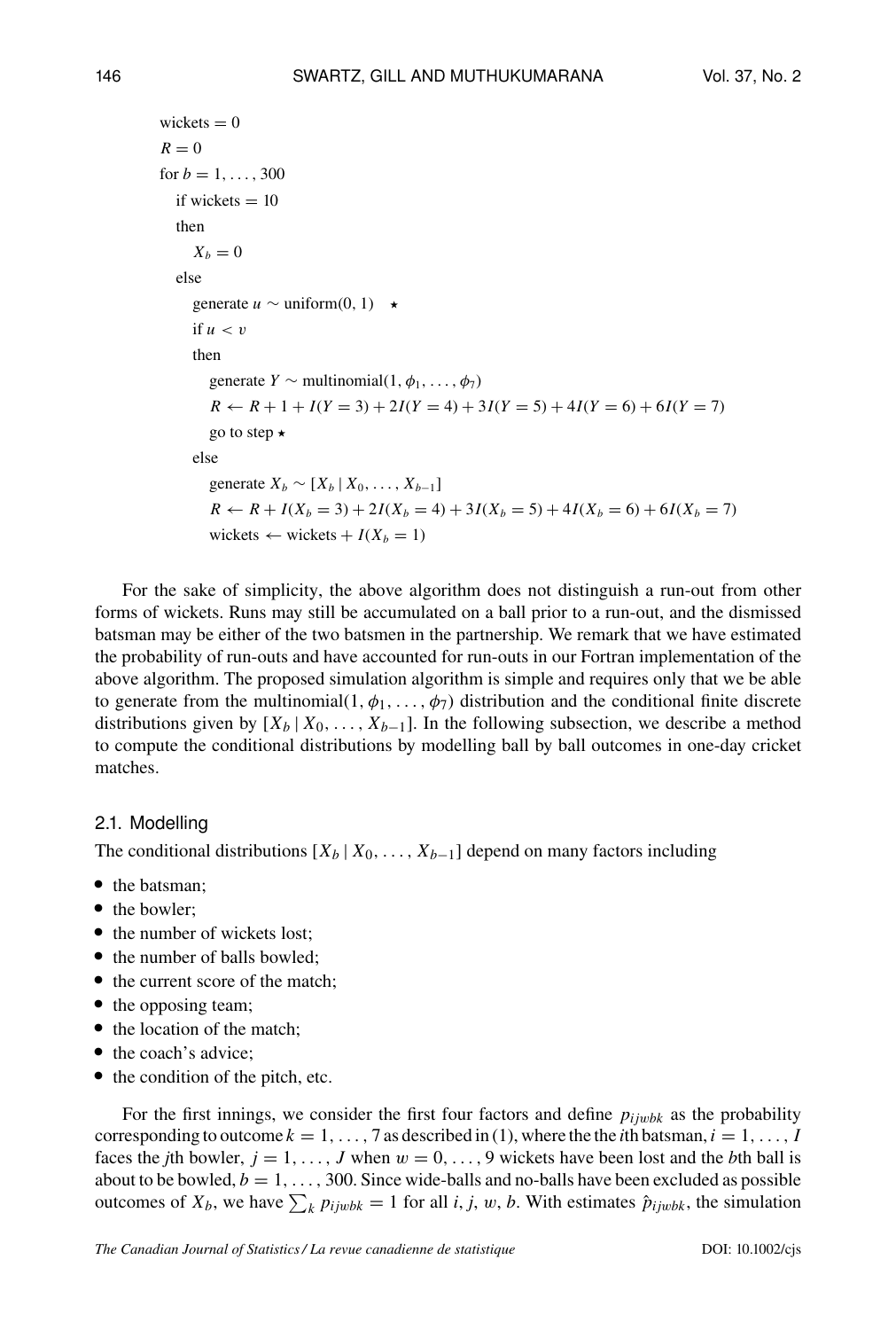```
wickets = 0
R = 0
for b = 1, ..., 300
  if wickets = 10
  then
    X_b = 0
  else
    generate u ~ uniform(0, 1)   ⋆
    if u < v
    then
      generate Y ~ multinomial(1, φ_1, ..., φ_7)
      R ← R + 1 + I(Y = 3) + 2I(Y = 4) + 3I(Y = 5) + 4I(Y = 6) + 6I(Y = 7)
      go to step ⋆
    else
      generate X_b ~ [X_b | X_0, ..., X_{b−1}]
      R ← R + I(X_b = 3) + 2I(X_b = 4) + 3I(X_b = 5) + 4I(X_b = 6) + 6I(X_b = 7)
      wickets ← wickets + I(X_b = 1)
```

For the sake of simplicity, the above algorithm does not distinguish a run-out from other forms of wickets. Runs may still be accumulated on a ball prior to a run-out, and the dismissed batsman may be either of the two batsmen in the partnership. We remark that we have estimated the probability of run-outs and have accounted for run-outs in our Fortran implementation of the above algorithm. The proposed simulation algorithm is simple and requires only that we be able to generate from the multinomial$(1, \phi_1, \ldots, \phi_7)$ distribution and the conditional finite discrete distributions given by $[X_b \mid X_0, \ldots, X_{b-1}]$. In the following subsection, we describe a method to compute the conditional distributions by modelling ball by ball outcomes in one-day cricket matches.

### 2.1. Modelling

The conditional distributions $[X_b \mid X_0, \ldots, X_{b-1}]$ depend on many factors including

- the batsman;
- the bowler;
- the number of wickets lost;
- the number of balls bowled;
- the current score of the match;
- the opposing team;
- the location of the match;
- the coach's advice;
- the condition of the pitch, etc.

For the first innings, we consider the first four factors and define $p_{ijwbk}$ as the probability corresponding to outcome $k = 1, \ldots, 7$ as described in (1), where the the $i$th batsman, $i = 1, \ldots, I$ faces the $j$th bowler, $j = 1, \ldots, J$ when $w = 0, \ldots, 9$ wickets have been lost and the $b$th ball is about to be bowled, $b = 1, \ldots, 300$. Since wide-balls and no-balls have been excluded as possible outcomes of $X_b$, we have $\sum_k p_{ijwbk} = 1$ for all $i, j, w, b$. With estimates $\hat{p}_{ijwbk}$, the simulation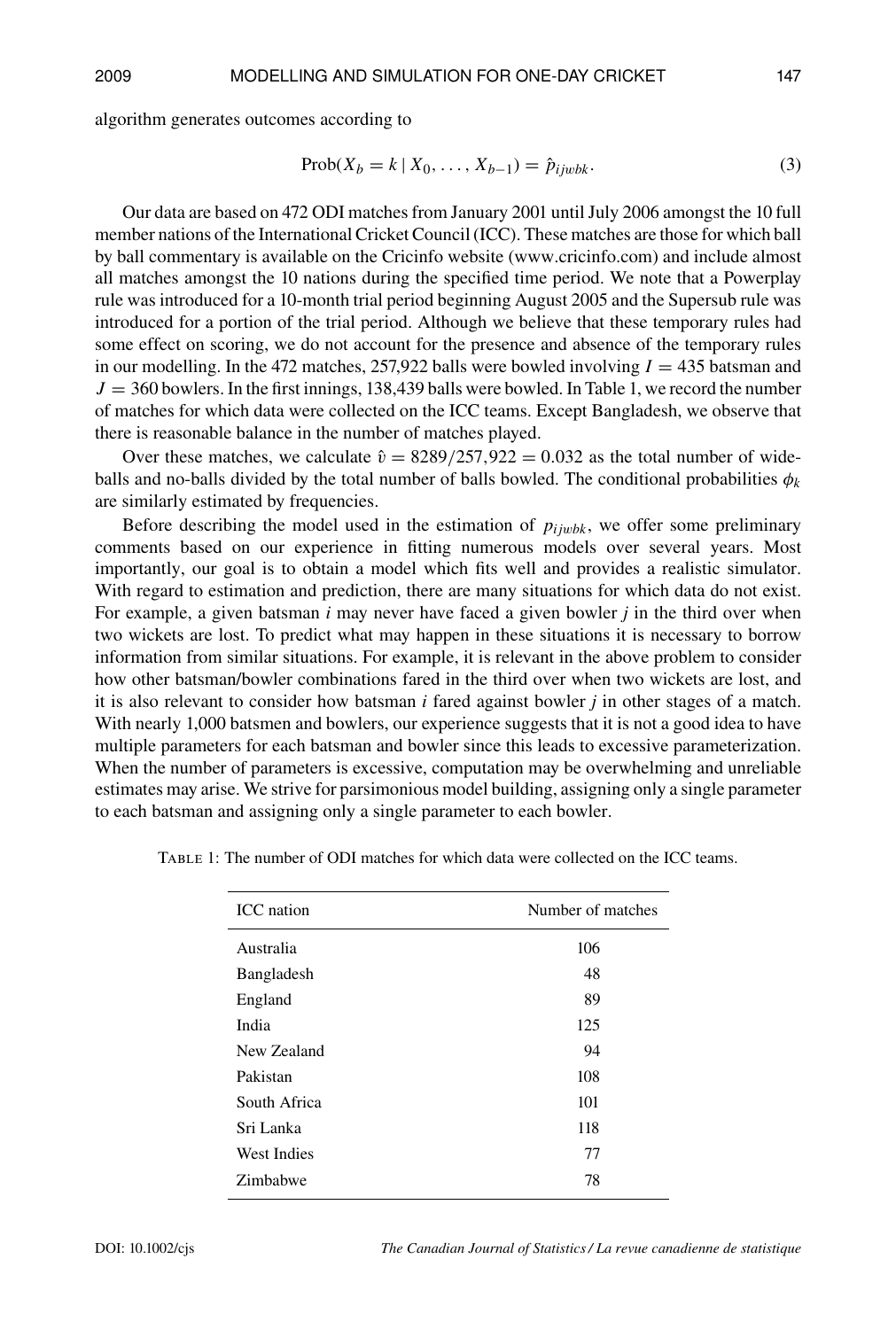algorithm generates outcomes according to

$$\text{Prob}(X_b = k \mid X_0, \ldots, X_{b-1}) = \hat{p}_{ijwbk}. \tag{3}$$

Our data are based on 472 ODI matches from January 2001 until July 2006 amongst the 10 full member nations of the International Cricket Council (ICC). These matches are those for which ball by ball commentary is available on the Cricinfo website (www.cricinfo.com) and include almost all matches amongst the 10 nations during the specified time period. We note that a Powerplay rule was introduced for a 10-month trial period beginning August 2005 and the Supersub rule was introduced for a portion of the trial period. Although we believe that these temporary rules had some effect on scoring, we do not account for the presence and absence of the temporary rules in our modelling. In the 472 matches, 257,922 balls were bowled involving $I = 435$ batsman and $J = 360$ bowlers. In the first innings, 138,439 balls were bowled. In Table 1, we record the number of matches for which data were collected on the ICC teams. Except Bangladesh, we observe that there is reasonable balance in the number of matches played.

Over these matches, we calculate $\hat{v} = 8289/257{,}922 = 0.032$ as the total number of wide-balls and no-balls divided by the total number of balls bowled. The conditional probabilities $\phi_k$ are similarly estimated by frequencies.

Before describing the model used in the estimation of $p_{ijwbk}$, we offer some preliminary comments based on our experience in fitting numerous models over several years. Most importantly, our goal is to obtain a model which fits well and provides a realistic simulator. With regard to estimation and prediction, there are many situations for which data do not exist. For example, a given batsman $i$ may never have faced a given bowler $j$ in the third over when two wickets are lost. To predict what may happen in these situations it is necessary to borrow information from similar situations. For example, it is relevant in the above problem to consider how other batsman/bowler combinations fared in the third over when two wickets are lost, and it is also relevant to consider how batsman $i$ fared against bowler $j$ in other stages of a match. With nearly 1,000 batsmen and bowlers, our experience suggests that it is not a good idea to have multiple parameters for each batsman and bowler since this leads to excessive parameterization. When the number of parameters is excessive, computation may be overwhelming and unreliable estimates may arise. We strive for parsimonious model building, assigning only a single parameter to each batsman and assigning only a single parameter to each bowler.

TABLE 1: The number of ODI matches for which data were collected on the ICC teams.

| ICC nation | Number of matches |
|---|---|
| Australia | 106 |
| Bangladesh | 48 |
| England | 89 |
| India | 125 |
| New Zealand | 94 |
| Pakistan | 108 |
| South Africa | 101 |
| Sri Lanka | 118 |
| West Indies | 77 |
| Zimbabwe | 78 |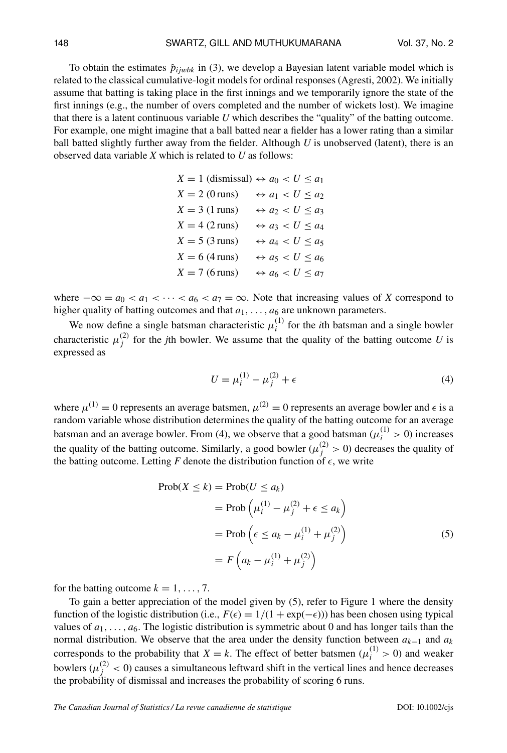To obtain the estimates $\hat{p}_{ijwbk}$ in (3), we develop a Bayesian latent variable model which is related to the classical cumulative-logit models for ordinal responses (Agresti, 2002). We initially assume that batting is taking place in the first innings and we temporarily ignore the state of the first innings (e.g., the number of overs completed and the number of wickets lost). We imagine that there is a latent continuous variable $U$ which describes the "quality" of the batting outcome. For example, one might imagine that a ball batted near a fielder has a lower rating than a similar ball batted slightly further away from the fielder. Although $U$ is unobserved (latent), there is an observed data variable $X$ which is related to $U$ as follows:

$$
\begin{aligned}
X = 1 \text{ (dismissal)} &\leftrightarrow a_0 < U \leq a_1 \\
X = 2 \text{ (0 runs)} &\leftrightarrow a_1 < U \leq a_2 \\
X = 3 \text{ (1 runs)} &\leftrightarrow a_2 < U \leq a_3 \\
X = 4 \text{ (2 runs)} &\leftrightarrow a_3 < U \leq a_4 \\
X = 5 \text{ (3 runs)} &\leftrightarrow a_4 < U \leq a_5 \\
X = 6 \text{ (4 runs)} &\leftrightarrow a_5 < U \leq a_6 \\
X = 7 \text{ (6 runs)} &\leftrightarrow a_6 < U \leq a_7
\end{aligned}
$$

where $-\infty = a_0 < a_1 < \cdots < a_6 < a_7 = \infty$. Note that increasing values of $X$ correspond to higher quality of batting outcomes and that $a_1, \ldots, a_6$ are unknown parameters.

We now define a single batsman characteristic $\mu_i^{(1)}$ for the $i$th batsman and a single bowler characteristic $\mu_j^{(2)}$ for the $j$th bowler. We assume that the quality of the batting outcome $U$ is expressed as

$$
U = \mu_i^{(1)} - \mu_j^{(2)} + \epsilon \tag{4}
$$

where $\mu^{(1)} = 0$ represents an average batsmen, $\mu^{(2)} = 0$ represents an average bowler and $\epsilon$ is a random variable whose distribution determines the quality of the batting outcome for an average batsman and an average bowler. From (4), we observe that a good batsman ($\mu_i^{(1)} > 0$) increases the quality of the batting outcome. Similarly, a good bowler ($\mu_j^{(2)} > 0$) decreases the quality of the batting outcome. Letting $F$ denote the distribution function of $\epsilon$, we write

$$
\begin{aligned}
\text{Prob}(X \leq k) &= \text{Prob}(U \leq a_k) \\
&= \text{Prob}\left(\mu_i^{(1)} - \mu_j^{(2)} + \epsilon \leq a_k\right) \\
&= \text{Prob}\left(\epsilon \leq a_k - \mu_i^{(1)} + \mu_j^{(2)}\right) \\
&= F\left(a_k - \mu_i^{(1)} + \mu_j^{(2)}\right)
\end{aligned} \tag{5}
$$

for the batting outcome $k = 1, \ldots, 7$.

To gain a better appreciation of the model given by (5), refer to Figure 1 where the density function of the logistic distribution (i.e., $F(\epsilon) = 1/(1 + \exp(-\epsilon))$) has been chosen using typical values of $a_1, \ldots, a_6$. The logistic distribution is symmetric about 0 and has longer tails than the normal distribution. We observe that the area under the density function between $a_{k-1}$ and $a_k$ corresponds to the probability that $X = k$. The effect of better batsmen ($\mu_i^{(1)} > 0$) and weaker bowlers ($\mu_j^{(2)} < 0$) causes a simultaneous leftward shift in the vertical lines and hence decreases the probability of dismissal and increases the probability of scoring 6 runs.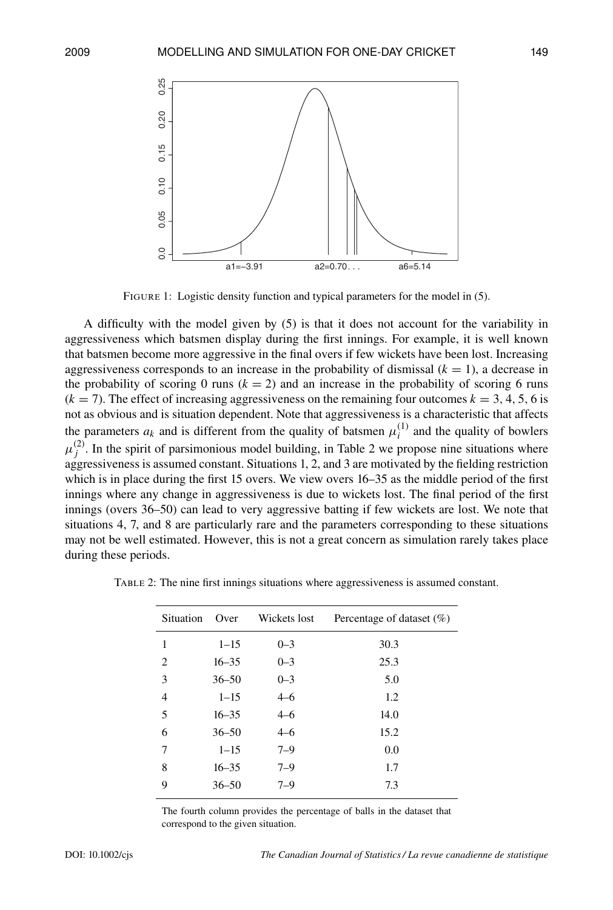FIGURE 1: Logistic density function and typical parameters for the model in (5).

A difficulty with the model given by (5) is that it does not account for the variability in aggressiveness which batsmen display during the first innings. For example, it is well known that batsmen become more aggressive in the final overs if few wickets have been lost. Increasing aggressiveness corresponds to an increase in the probability of dismissal ($k = 1$), a decrease in the probability of scoring 0 runs ($k = 2$) and an increase in the probability of scoring 6 runs ($k = 7$). The effect of increasing aggressiveness on the remaining four outcomes $k = 3, 4, 5, 6$ is not as obvious and is situation dependent. Note that aggressiveness is a characteristic that affects the parameters $a_k$ and is different from the quality of batsmen $\mu_i^{(1)}$ and the quality of bowlers $\mu_j^{(2)}$. In the spirit of parsimonious model building, in Table 2 we propose nine situations where aggressiveness is assumed constant. Situations 1, 2, and 3 are motivated by the fielding restriction which is in place during the first 15 overs. We view overs 16–35 as the middle period of the first innings where any change in aggressiveness is due to wickets lost. The final period of the first innings (overs 36–50) can lead to very aggressive batting if few wickets are lost. We note that situations 4, 7, and 8 are particularly rare and the parameters corresponding to these situations may not be well estimated. However, this is not a great concern as simulation rarely takes place during these periods.

TABLE 2: The nine first innings situations where aggressiveness is assumed constant.

| Situation | Over | Wickets lost | Percentage of dataset (%) |
|---|---|---|---|
| 1 | 1–15 | 0–3 | 30.3 |
| 2 | 16–35 | 0–3 | 25.3 |
| 3 | 36–50 | 0–3 | 5.0 |
| 4 | 1–15 | 4–6 | 1.2 |
| 5 | 16–35 | 4–6 | 14.0 |
| 6 | 36–50 | 4–6 | 15.2 |
| 7 | 1–15 | 7–9 | 0.0 |
| 8 | 16–35 | 7–9 | 1.7 |
| 9 | 36–50 | 7–9 | 7.3 |

The fourth column provides the percentage of balls in the dataset that correspond to the given situation.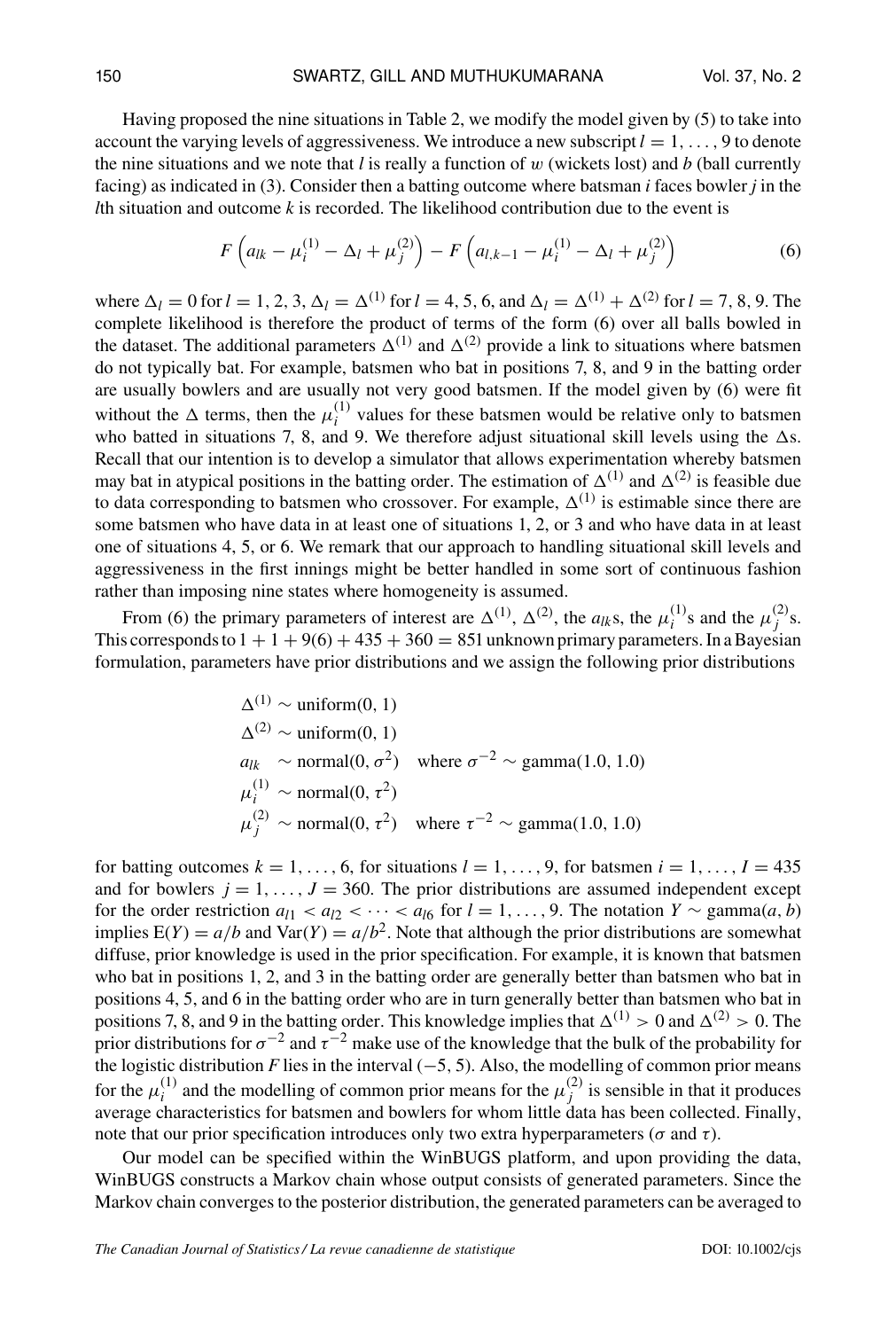Having proposed the nine situations in Table 2, we modify the model given by (5) to take into account the varying levels of aggressiveness. We introduce a new subscript $l = 1, \ldots, 9$ to denote the nine situations and we note that $l$ is really a function of $w$ (wickets lost) and $b$ (ball currently facing) as indicated in (3). Consider then a batting outcome where batsman $i$ faces bowler $j$ in the $l$th situation and outcome $k$ is recorded. The likelihood contribution due to the event is

$$F\left(a_{lk} - \mu_i^{(1)} - \Delta_l + \mu_j^{(2)}\right) - F\left(a_{l,k-1} - \mu_i^{(1)} - \Delta_l + \mu_j^{(2)}\right) \tag{6}$$

where $\Delta_l = 0$ for $l = 1, 2, 3$, $\Delta_l = \Delta^{(1)}$ for $l = 4, 5, 6$, and $\Delta_l = \Delta^{(1)} + \Delta^{(2)}$ for $l = 7, 8, 9$. The complete likelihood is therefore the product of terms of the form (6) over all balls bowled in the dataset. The additional parameters $\Delta^{(1)}$ and $\Delta^{(2)}$ provide a link to situations where batsmen do not typically bat. For example, batsmen who bat in positions 7, 8, and 9 in the batting order are usually bowlers and are usually not very good batsmen. If the model given by (6) were fit without the $\Delta$ terms, then the $\mu_i^{(1)}$ values for these batsmen would be relative only to batsmen who batted in situations 7, 8, and 9. We therefore adjust situational skill levels using the $\Delta$s. Recall that our intention is to develop a simulator that allows experimentation whereby batsmen may bat in atypical positions in the batting order. The estimation of $\Delta^{(1)}$ and $\Delta^{(2)}$ is feasible due to data corresponding to batsmen who crossover. For example, $\Delta^{(1)}$ is estimable since there are some batsmen who have data in at least one of situations 1, 2, or 3 and who have data in at least one of situations 4, 5, or 6. We remark that our approach to handling situational skill levels and aggressiveness in the first innings might be better handled in some sort of continuous fashion rather than imposing nine states where homogeneity is assumed.

From (6) the primary parameters of interest are $\Delta^{(1)}$, $\Delta^{(2)}$, the $a_{lk}$s, the $\mu_i^{(1)}$s and the $\mu_j^{(2)}$s. This corresponds to $1 + 1 + 9(6) + 435 + 360 = 851$ unknown primary parameters. In a Bayesian formulation, parameters have prior distributions and we assign the following prior distributions

$$\begin{aligned}
\Delta^{(1)} &\sim \text{uniform}(0, 1) \\
\Delta^{(2)} &\sim \text{uniform}(0, 1) \\
a_{lk} &\sim \text{normal}(0, \sigma^2) \quad \text{where } \sigma^{-2} \sim \text{gamma}(1.0, 1.0) \\
\mu_i^{(1)} &\sim \text{normal}(0, \tau^2) \\
\mu_j^{(2)} &\sim \text{normal}(0, \tau^2) \quad \text{where } \tau^{-2} \sim \text{gamma}(1.0, 1.0)
\end{aligned}$$

for batting outcomes $k = 1, \ldots, 6$, for situations $l = 1, \ldots, 9$, for batsmen $i = 1, \ldots, I = 435$ and for bowlers $j = 1, \ldots, J = 360$. The prior distributions are assumed independent except for the order restriction $a_{l1} < a_{l2} < \cdots < a_{l6}$ for $l = 1, \ldots, 9$. The notation $Y \sim \text{gamma}(a, b)$ implies $\text{E}(Y) = a/b$ and $\text{Var}(Y) = a/b^2$. Note that although the prior distributions are somewhat diffuse, prior knowledge is used in the prior specification. For example, it is known that batsmen who bat in positions 1, 2, and 3 in the batting order are generally better than batsmen who bat in positions 4, 5, and 6 in the batting order who are in turn generally better than batsmen who bat in positions 7, 8, and 9 in the batting order. This knowledge implies that $\Delta^{(1)} > 0$ and $\Delta^{(2)} > 0$. The prior distributions for $\sigma^{-2}$ and $\tau^{-2}$ make use of the knowledge that the bulk of the probability for the logistic distribution $F$ lies in the interval $(-5, 5)$. Also, the modelling of common prior means for the $\mu_i^{(1)}$ and the modelling of common prior means for the $\mu_j^{(2)}$ is sensible in that it produces average characteristics for batsmen and bowlers for whom little data has been collected. Finally, note that our prior specification introduces only two extra hyperparameters ($\sigma$ and $\tau$).

Our model can be specified within the WinBUGS platform, and upon providing the data, WinBUGS constructs a Markov chain whose output consists of generated parameters. Since the Markov chain converges to the posterior distribution, the generated parameters can be averaged to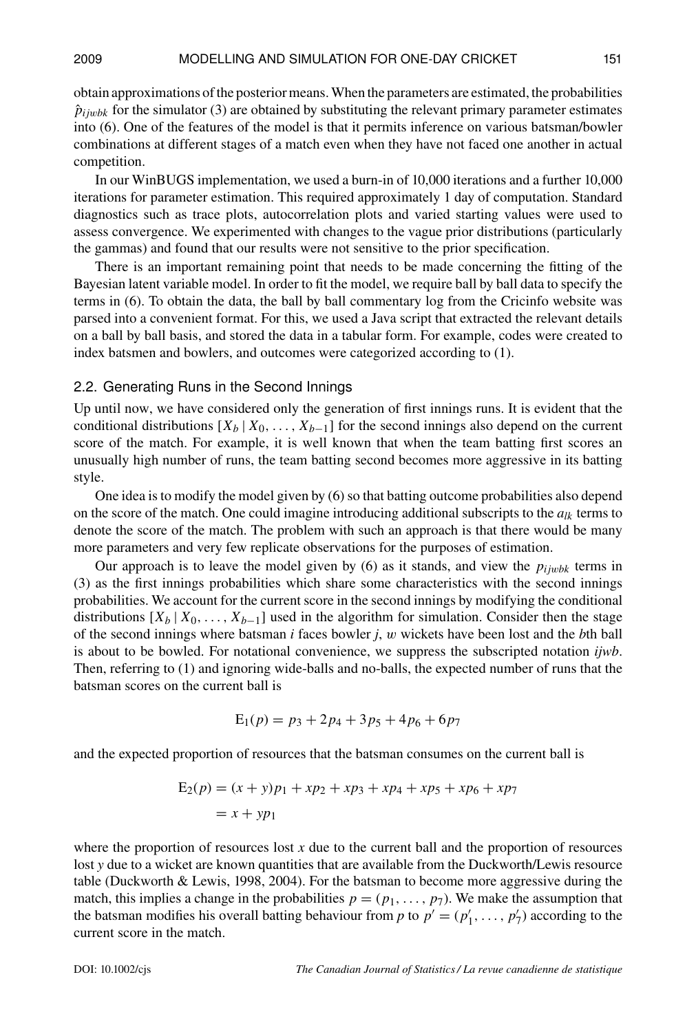obtain approximations of the posterior means. When the parameters are estimated, the probabilities $\hat{p}_{ijwbk}$ for the simulator (3) are obtained by substituting the relevant primary parameter estimates into (6). One of the features of the model is that it permits inference on various batsman/bowler combinations at different stages of a match even when they have not faced one another in actual competition.

In our WinBUGS implementation, we used a burn-in of 10,000 iterations and a further 10,000 iterations for parameter estimation. This required approximately 1 day of computation. Standard diagnostics such as trace plots, autocorrelation plots and varied starting values were used to assess convergence. We experimented with changes to the vague prior distributions (particularly the gammas) and found that our results were not sensitive to the prior specification.

There is an important remaining point that needs to be made concerning the fitting of the Bayesian latent variable model. In order to fit the model, we require ball by ball data to specify the terms in (6). To obtain the data, the ball by ball commentary log from the Cricinfo website was parsed into a convenient format. For this, we used a Java script that extracted the relevant details on a ball by ball basis, and stored the data in a tabular form. For example, codes were created to index batsmen and bowlers, and outcomes were categorized according to (1).

## 2.2. Generating Runs in the Second Innings

Up until now, we have considered only the generation of first innings runs. It is evident that the conditional distributions $[X_b \mid X_0, \ldots, X_{b-1}]$ for the second innings also depend on the current score of the match. For example, it is well known that when the team batting first scores an unusually high number of runs, the team batting second becomes more aggressive in its batting style.

One idea is to modify the model given by (6) so that batting outcome probabilities also depend on the score of the match. One could imagine introducing additional subscripts to the $a_{lk}$ terms to denote the score of the match. The problem with such an approach is that there would be many more parameters and very few replicate observations for the purposes of estimation.

Our approach is to leave the model given by (6) as it stands, and view the $p_{ijwbk}$ terms in (3) as the first innings probabilities which share some characteristics with the second innings probabilities. We account for the current score in the second innings by modifying the conditional distributions $[X_b \mid X_0, \ldots, X_{b-1}]$ used in the algorithm for simulation. Consider then the stage of the second innings where batsman $i$ faces bowler $j$, $w$ wickets have been lost and the $b$th ball is about to be bowled. For notational convenience, we suppress the subscripted notation $ijwb$. Then, referring to (1) and ignoring wide-balls and no-balls, the expected number of runs that the batsman scores on the current ball is

$$\mathrm{E}_1(p) = p_3 + 2p_4 + 3p_5 + 4p_6 + 6p_7$$

and the expected proportion of resources that the batsman consumes on the current ball is

$$\begin{aligned}\mathrm{E}_2(p) &= (x + y)p_1 + xp_2 + xp_3 + xp_4 + xp_5 + xp_6 + xp_7 \\ &= x + yp_1\end{aligned}$$

where the proportion of resources lost $x$ due to the current ball and the proportion of resources lost $y$ due to a wicket are known quantities that are available from the Duckworth/Lewis resource table (Duckworth & Lewis, 1998, 2004). For the batsman to become more aggressive during the match, this implies a change in the probabilities $p = (p_1, \ldots, p_7)$. We make the assumption that the batsman modifies his overall batting behaviour from $p$ to $p' = (p'_1, \ldots, p'_7)$ according to the current score in the match.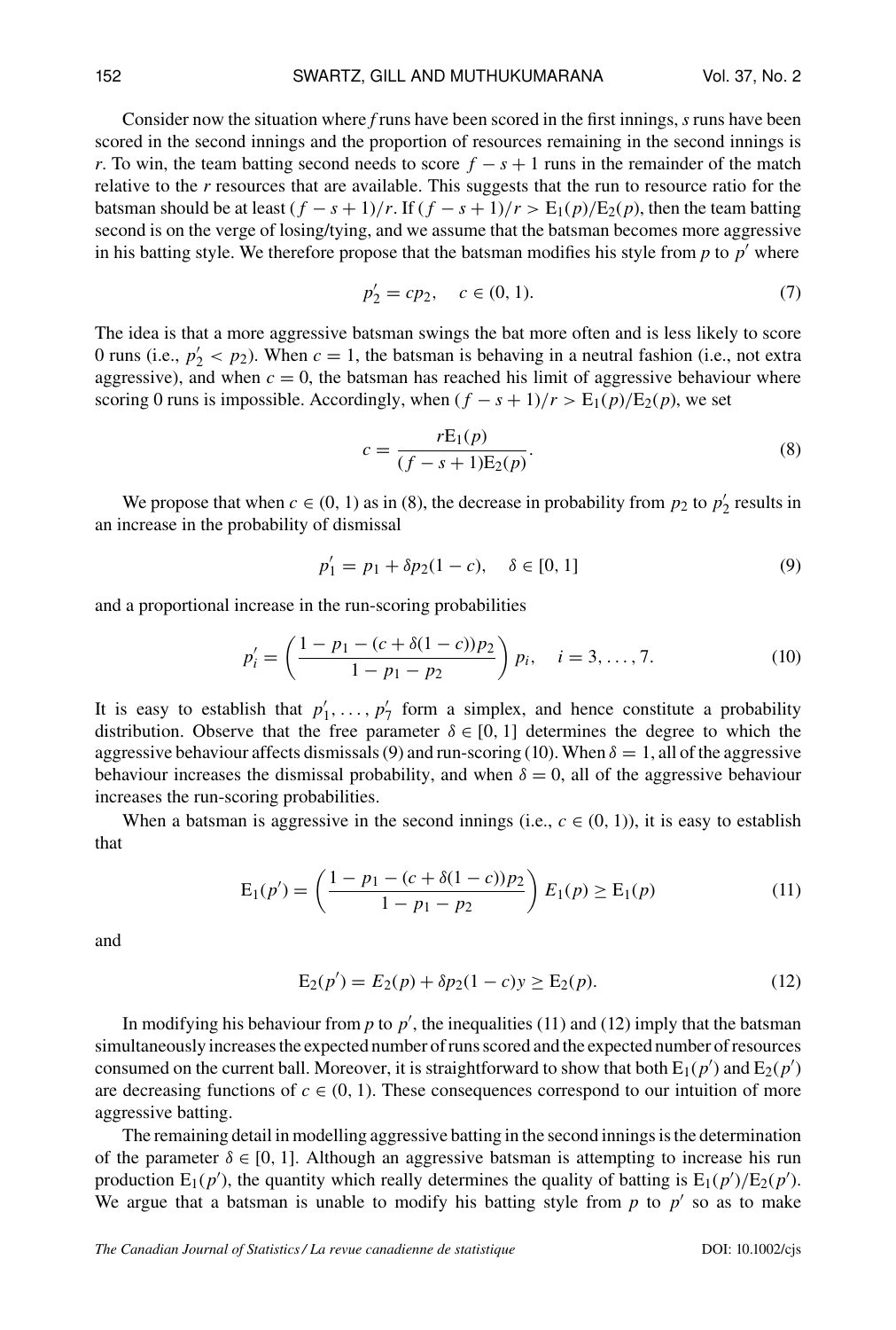Consider now the situation where $f$ runs have been scored in the first innings, $s$ runs have been scored in the second innings and the proportion of resources remaining in the second innings is $r$. To win, the team batting second needs to score $f - s + 1$ runs in the remainder of the match relative to the $r$ resources that are available. This suggests that the run to resource ratio for the batsman should be at least $(f - s + 1)/r$. If $(f - s + 1)/r > \mathrm{E}_1(p)/\mathrm{E}_2(p)$, then the team batting second is on the verge of losing/tying, and we assume that the batsman becomes more aggressive in his batting style. We therefore propose that the batsman modifies his style from $p$ to $p'$ where

$$p_2' = cp_2, \quad c \in (0, 1). \tag{7}$$

The idea is that a more aggressive batsman swings the bat more often and is less likely to score 0 runs (i.e., $p_2' < p_2$). When $c = 1$, the batsman is behaving in a neutral fashion (i.e., not extra aggressive), and when $c = 0$, the batsman has reached his limit of aggressive behaviour where scoring 0 runs is impossible. Accordingly, when $(f - s + 1)/r > \mathrm{E}_1(p)/\mathrm{E}_2(p)$, we set

$$c = \frac{r\mathrm{E}_1(p)}{(f - s + 1)\mathrm{E}_2(p)}. \tag{8}$$

We propose that when $c \in (0, 1)$ as in (8), the decrease in probability from $p_2$ to $p_2'$ results in an increase in the probability of dismissal

$$p_1' = p_1 + \delta p_2(1 - c), \quad \delta \in [0, 1] \tag{9}$$

and a proportional increase in the run-scoring probabilities

$$p_i' = \left( \frac{1 - p_1 - (c + \delta(1 - c))p_2}{1 - p_1 - p_2} \right) p_i, \quad i = 3, \ldots, 7. \tag{10}$$

It is easy to establish that $p_1', \ldots, p_7'$ form a simplex, and hence constitute a probability distribution. Observe that the free parameter $\delta \in [0, 1]$ determines the degree to which the aggressive behaviour affects dismissals (9) and run-scoring (10). When $\delta = 1$, all of the aggressive behaviour increases the dismissal probability, and when $\delta = 0$, all of the aggressive behaviour increases the run-scoring probabilities.

When a batsman is aggressive in the second innings (i.e., $c \in (0, 1)$), it is easy to establish that

$$\mathrm{E}_1(p') = \left( \frac{1 - p_1 - (c + \delta(1 - c))p_2}{1 - p_1 - p_2} \right) E_1(p) \geq \mathrm{E}_1(p) \tag{11}$$

and

$$\mathrm{E}_2(p') = E_2(p) + \delta p_2(1 - c)y \geq \mathrm{E}_2(p). \tag{12}$$

In modifying his behaviour from $p$ to $p'$, the inequalities (11) and (12) imply that the batsman simultaneously increases the expected number of runs scored and the expected number of resources consumed on the current ball. Moreover, it is straightforward to show that both $\mathrm{E}_1(p')$ and $\mathrm{E}_2(p')$ are decreasing functions of $c \in (0, 1)$. These consequences correspond to our intuition of more aggressive batting.

The remaining detail in modelling aggressive batting in the second innings is the determination of the parameter $\delta \in [0, 1]$. Although an aggressive batsman is attempting to increase his run production $\mathrm{E}_1(p')$, the quantity which really determines the quality of batting is $\mathrm{E}_1(p')/\mathrm{E}_2(p')$. We argue that a batsman is unable to modify his batting style from $p$ to $p'$ so as to make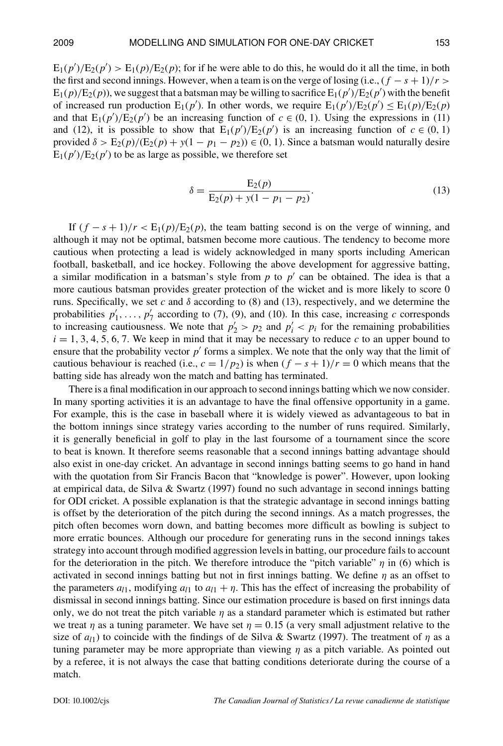$E_1(p')/E_2(p') > E_1(p)/E_2(p)$; for if he were able to do this, he would do it all the time, in both the first and second innings. However, when a team is on the verge of losing (i.e., $(f - s + 1)/r > E_1(p)/E_2(p)$), we suggest that a batsman may be willing to sacrifice $E_1(p')/E_2(p')$ with the benefit of increased run production $E_1(p')$. In other words, we require $E_1(p')/E_2(p') \leq E_1(p)/E_2(p)$ and that $E_1(p')/E_2(p')$ be an increasing function of $c \in (0, 1)$. Using the expressions in (11) and (12), it is possible to show that $E_1(p')/E_2(p')$ is an increasing function of $c \in (0, 1)$ provided $\delta > E_2(p)/(E_2(p) + y(1 - p_1 - p_2)) \in (0, 1)$. Since a batsman would naturally desire $E_1(p')/E_2(p')$ to be as large as possible, we therefore set

$$\delta = \frac{E_2(p)}{E_2(p) + y(1 - p_1 - p_2)}. \tag{13}$$

If $(f - s + 1)/r < E_1(p)/E_2(p)$, the team batting second is on the verge of winning, and although it may not be optimal, batsmen become more cautious. The tendency to become more cautious when protecting a lead is widely acknowledged in many sports including American football, basketball, and ice hockey. Following the above development for aggressive batting, a similar modification in a batsman's style from $p$ to $p'$ can be obtained. The idea is that a more cautious batsman provides greater protection of the wicket and is more likely to score 0 runs. Specifically, we set $c$ and $\delta$ according to (8) and (13), respectively, and we determine the probabilities $p'_1, \ldots, p'_7$ according to (7), (9), and (10). In this case, increasing $c$ corresponds to increasing cautiousness. We note that $p'_2 > p_2$ and $p'_i < p_i$ for the remaining probabilities $i = 1, 3, 4, 5, 6, 7$. We keep in mind that it may be necessary to reduce $c$ to an upper bound to ensure that the probability vector $p'$ forms a simplex. We note that the only way that the limit of cautious behaviour is reached (i.e., $c = 1/p_2$) is when $(f - s + 1)/r = 0$ which means that the batting side has already won the match and batting has terminated.

There is a final modification in our approach to second innings batting which we now consider. In many sporting activities it is an advantage to have the final offensive opportunity in a game. For example, this is the case in baseball where it is widely viewed as advantageous to bat in the bottom innings since strategy varies according to the number of runs required. Similarly, it is generally beneficial in golf to play in the last foursome of a tournament since the score to beat is known. It therefore seems reasonable that a second innings batting advantage should also exist in one-day cricket. An advantage in second innings batting seems to go hand in hand with the quotation from Sir Francis Bacon that "knowledge is power". However, upon looking at empirical data, de Silva & Swartz (1997) found no such advantage in second innings batting for ODI cricket. A possible explanation is that the strategic advantage in second innings batting is offset by the deterioration of the pitch during the second innings. As a match progresses, the pitch often becomes worn down, and batting becomes more difficult as bowling is subject to more erratic bounces. Although our procedure for generating runs in the second innings takes strategy into account through modified aggression levels in batting, our procedure fails to account for the deterioration in the pitch. We therefore introduce the "pitch variable" $\eta$ in (6) which is activated in second innings batting but not in first innings batting. We define $\eta$ as an offset to the parameters $a_{l1}$, modifying $a_{l1}$ to $a_{l1} + \eta$. This has the effect of increasing the probability of dismissal in second innings batting. Since our estimation procedure is based on first innings data only, we do not treat the pitch variable $\eta$ as a standard parameter which is estimated but rather we treat $\eta$ as a tuning parameter. We have set $\eta = 0.15$ (a very small adjustment relative to the size of $a_{l1}$) to coincide with the findings of de Silva & Swartz (1997). The treatment of $\eta$ as a tuning parameter may be more appropriate than viewing $\eta$ as a pitch variable. As pointed out by a referee, it is not always the case that batting conditions deteriorate during the course of a match.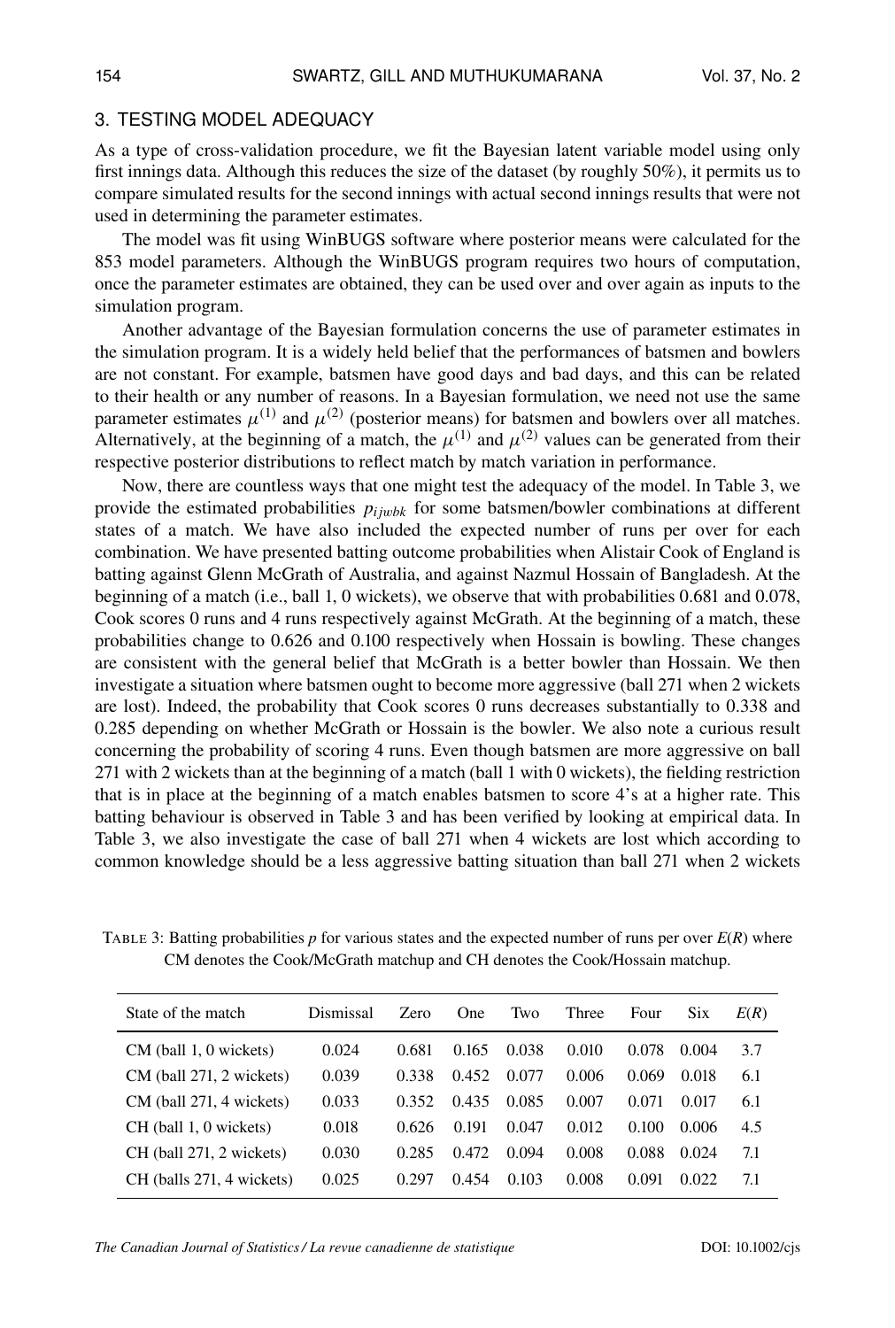## 3. TESTING MODEL ADEQUACY

As a type of cross-validation procedure, we fit the Bayesian latent variable model using only first innings data. Although this reduces the size of the dataset (by roughly 50%), it permits us to compare simulated results for the second innings with actual second innings results that were not used in determining the parameter estimates.

The model was fit using WinBUGS software where posterior means were calculated for the 853 model parameters. Although the WinBUGS program requires two hours of computation, once the parameter estimates are obtained, they can be used over and over again as inputs to the simulation program.

Another advantage of the Bayesian formulation concerns the use of parameter estimates in the simulation program. It is a widely held belief that the performances of batsmen and bowlers are not constant. For example, batsmen have good days and bad days, and this can be related to their health or any number of reasons. In a Bayesian formulation, we need not use the same parameter estimates $\mu^{(1)}$ and $\mu^{(2)}$ (posterior means) for batsmen and bowlers over all matches. Alternatively, at the beginning of a match, the $\mu^{(1)}$ and $\mu^{(2)}$ values can be generated from their respective posterior distributions to reflect match by match variation in performance.

Now, there are countless ways that one might test the adequacy of the model. In Table 3, we provide the estimated probabilities $p_{ijwbk}$ for some batsmen/bowler combinations at different states of a match. We have also included the expected number of runs per over for each combination. We have presented batting outcome probabilities when Alistair Cook of England is batting against Glenn McGrath of Australia, and against Nazmul Hossain of Bangladesh. At the beginning of a match (i.e., ball 1, 0 wickets), we observe that with probabilities 0.681 and 0.078, Cook scores 0 runs and 4 runs respectively against McGrath. At the beginning of a match, these probabilities change to 0.626 and 0.100 respectively when Hossain is bowling. These changes are consistent with the general belief that McGrath is a better bowler than Hossain. We then investigate a situation where batsmen ought to become more aggressive (ball 271 when 2 wickets are lost). Indeed, the probability that Cook scores 0 runs decreases substantially to 0.338 and 0.285 depending on whether McGrath or Hossain is the bowler. We also note a curious result concerning the probability of scoring 4 runs. Even though batsmen are more aggressive on ball 271 with 2 wickets than at the beginning of a match (ball 1 with 0 wickets), the fielding restriction that is in place at the beginning of a match enables batsmen to score 4's at a higher rate. This batting behaviour is observed in Table 3 and has been verified by looking at empirical data. In Table 3, we also investigate the case of ball 271 when 4 wickets are lost which according to common knowledge should be a less aggressive batting situation than ball 271 when 2 wickets

TABLE 3: Batting probabilities $p$ for various states and the expected number of runs per over $E(R)$ where CM denotes the Cook/McGrath matchup and CH denotes the Cook/Hossain matchup.

| State of the match | Dismissal | Zero | One | Two | Three | Four | Six | $E(R)$ |
|---|---|---|---|---|---|---|---|---|
| CM (ball 1, 0 wickets) | 0.024 | 0.681 | 0.165 | 0.038 | 0.010 | 0.078 | 0.004 | 3.7 |
| CM (ball 271, 2 wickets) | 0.039 | 0.338 | 0.452 | 0.077 | 0.006 | 0.069 | 0.018 | 6.1 |
| CM (ball 271, 4 wickets) | 0.033 | 0.352 | 0.435 | 0.085 | 0.007 | 0.071 | 0.017 | 6.1 |
| CH (ball 1, 0 wickets) | 0.018 | 0.626 | 0.191 | 0.047 | 0.012 | 0.100 | 0.006 | 4.5 |
| CH (ball 271, 2 wickets) | 0.030 | 0.285 | 0.472 | 0.094 | 0.008 | 0.088 | 0.024 | 7.1 |
| CH (balls 271, 4 wickets) | 0.025 | 0.297 | 0.454 | 0.103 | 0.008 | 0.091 | 0.022 | 7.1 |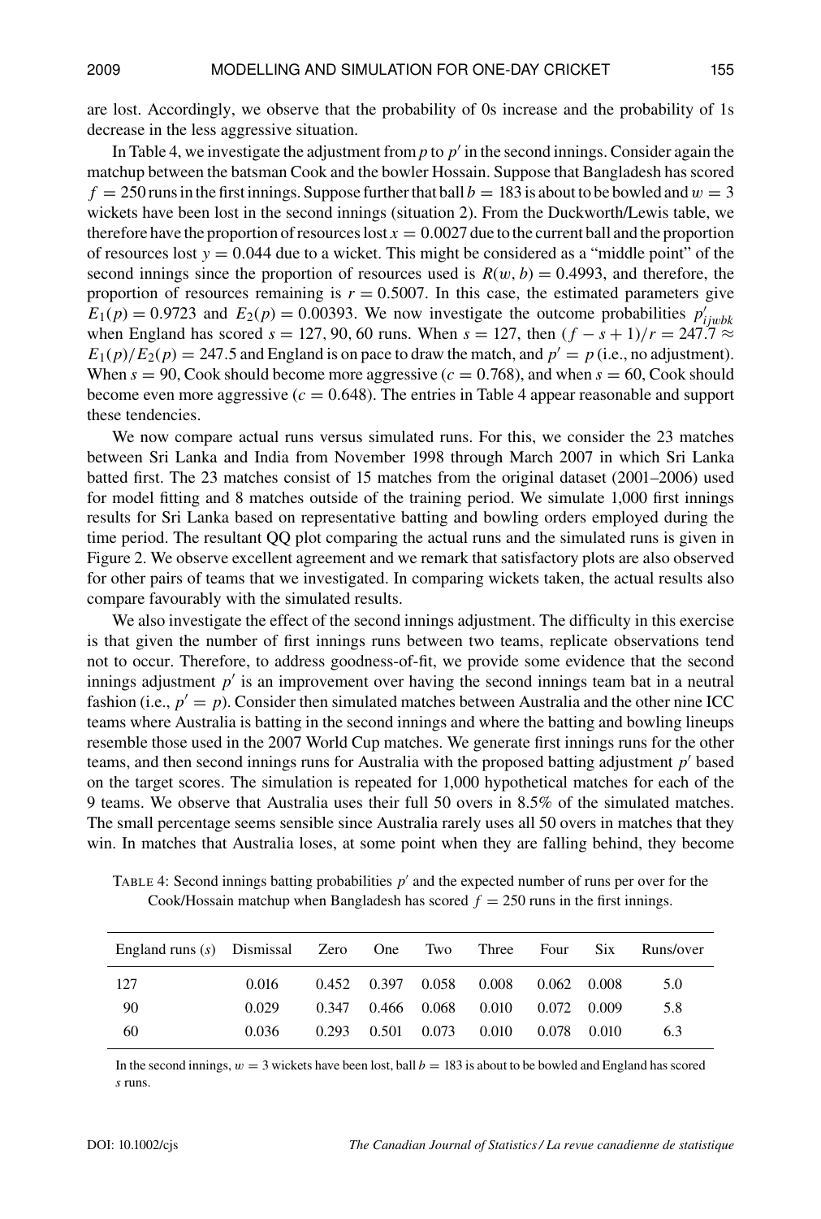are lost. Accordingly, we observe that the probability of 0s increase and the probability of 1s decrease in the less aggressive situation.

In Table 4, we investigate the adjustment from $p$ to $p'$ in the second innings. Consider again the matchup between the batsman Cook and the bowler Hossain. Suppose that Bangladesh has scored $f = 250$ runs in the first innings. Suppose further that ball $b = 183$ is about to be bowled and $w = 3$ wickets have been lost in the second innings (situation 2). From the Duckworth/Lewis table, we therefore have the proportion of resources lost $x = 0.0027$ due to the current ball and the proportion of resources lost $y = 0.044$ due to a wicket. This might be considered as a "middle point" of the second innings since the proportion of resources used is $R(w, b) = 0.4993$, and therefore, the proportion of resources remaining is $r = 0.5007$. In this case, the estimated parameters give $E_1(p) = 0.9723$ and $E_2(p) = 0.00393$. We now investigate the outcome probabilities $p'_{ijwbk}$ when England has scored $s = 127, 90, 60$ runs. When $s = 127$, then $(f - s + 1)/r = 247.7 \approx E_1(p)/E_2(p) = 247.5$ and England is on pace to draw the match, and $p' = p$ (i.e., no adjustment). When $s = 90$, Cook should become more aggressive ($c = 0.768$), and when $s = 60$, Cook should become even more aggressive ($c = 0.648$). The entries in Table 4 appear reasonable and support these tendencies.

We now compare actual runs versus simulated runs. For this, we consider the 23 matches between Sri Lanka and India from November 1998 through March 2007 in which Sri Lanka batted first. The 23 matches consist of 15 matches from the original dataset (2001–2006) used for model fitting and 8 matches outside of the training period. We simulate 1,000 first innings results for Sri Lanka based on representative batting and bowling orders employed during the time period. The resultant QQ plot comparing the actual runs and the simulated runs is given in Figure 2. We observe excellent agreement and we remark that satisfactory plots are also observed for other pairs of teams that we investigated. In comparing wickets taken, the actual results also compare favourably with the simulated results.

We also investigate the effect of the second innings adjustment. The difficulty in this exercise is that given the number of first innings runs between two teams, replicate observations tend not to occur. Therefore, to address goodness-of-fit, we provide some evidence that the second innings adjustment $p'$ is an improvement over having the second innings team bat in a neutral fashion (i.e., $p' = p$). Consider then simulated matches between Australia and the other nine ICC teams where Australia is batting in the second innings and where the batting and bowling lineups resemble those used in the 2007 World Cup matches. We generate first innings runs for the other teams, and then second innings runs for Australia with the proposed batting adjustment $p'$ based on the target scores. The simulation is repeated for 1,000 hypothetical matches for each of the 9 teams. We observe that Australia uses their full 50 overs in 8.5% of the simulated matches. The small percentage seems sensible since Australia rarely uses all 50 overs in matches that they win. In matches that Australia loses, at some point when they are falling behind, they become

TABLE 4: Second innings batting probabilities $p'$ and the expected number of runs per over for the Cook/Hossain matchup when Bangladesh has scored $f = 250$ runs in the first innings.

| England runs ($s$) | Dismissal | Zero | One | Two | Three | Four | Six | Runs/over |
|---|---|---|---|---|---|---|---|---|
| 127 | 0.016 | 0.452 | 0.397 | 0.058 | 0.008 | 0.062 | 0.008 | 5.0 |
| 90 | 0.029 | 0.347 | 0.466 | 0.068 | 0.010 | 0.072 | 0.009 | 5.8 |
| 60 | 0.036 | 0.293 | 0.501 | 0.073 | 0.010 | 0.078 | 0.010 | 6.3 |

In the second innings, $w = 3$ wickets have been lost, ball $b = 183$ is about to be bowled and England has scored $s$ runs.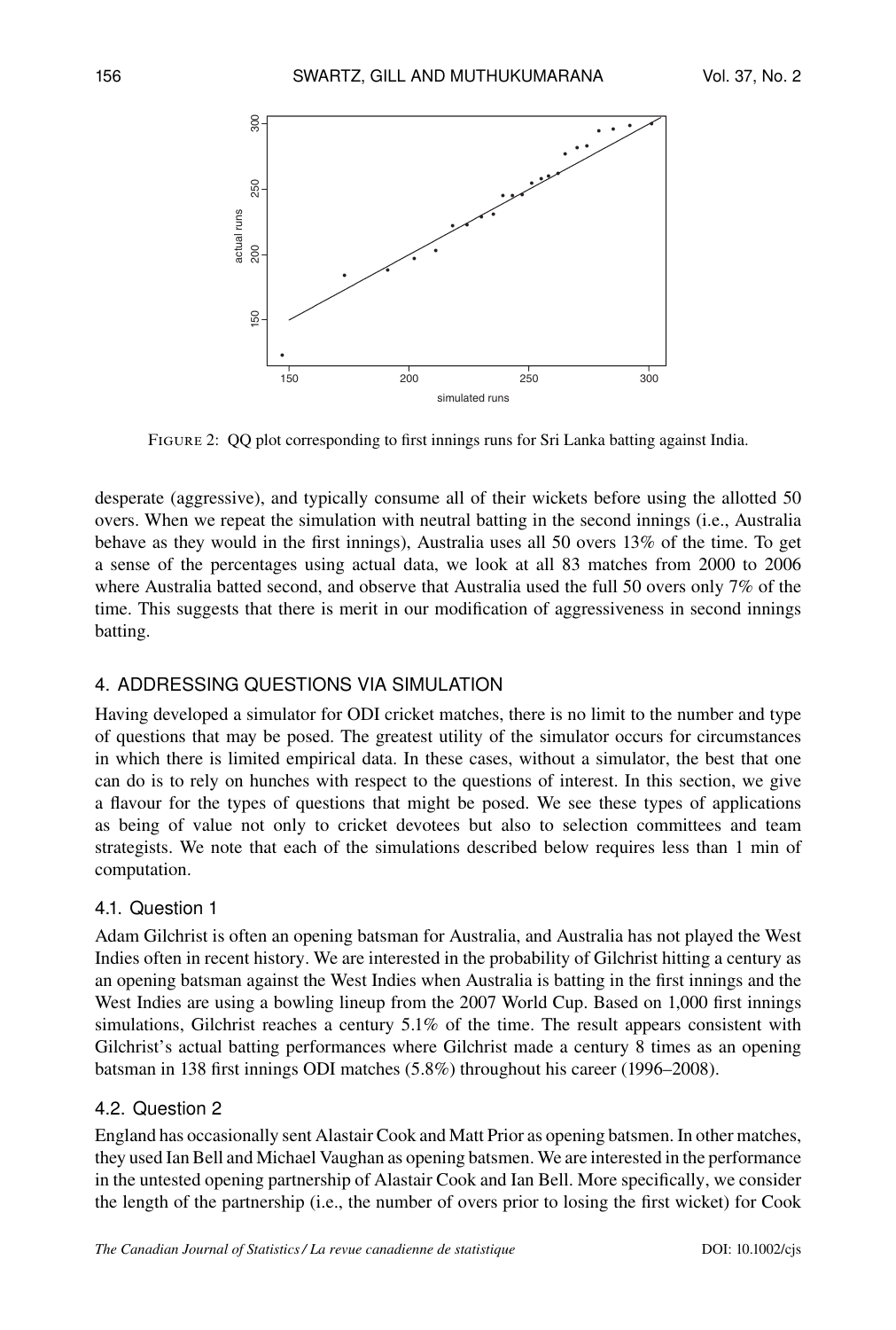FIGURE 2: QQ plot corresponding to first innings runs for Sri Lanka batting against India.

desperate (aggressive), and typically consume all of their wickets before using the allotted 50 overs. When we repeat the simulation with neutral batting in the second innings (i.e., Australia behave as they would in the first innings), Australia uses all 50 overs 13% of the time. To get a sense of the percentages using actual data, we look at all 83 matches from 2000 to 2006 where Australia batted second, and observe that Australia used the full 50 overs only 7% of the time. This suggests that there is merit in our modification of aggressiveness in second innings batting.

## 4. ADDRESSING QUESTIONS VIA SIMULATION

Having developed a simulator for ODI cricket matches, there is no limit to the number and type of questions that may be posed. The greatest utility of the simulator occurs for circumstances in which there is limited empirical data. In these cases, without a simulator, the best that one can do is to rely on hunches with respect to the questions of interest. In this section, we give a flavour for the types of questions that might be posed. We see these types of applications as being of value not only to cricket devotees but also to selection committees and team strategists. We note that each of the simulations described below requires less than 1 min of computation.

### 4.1. Question 1

Adam Gilchrist is often an opening batsman for Australia, and Australia has not played the West Indies often in recent history. We are interested in the probability of Gilchrist hitting a century as an opening batsman against the West Indies when Australia is batting in the first innings and the West Indies are using a bowling lineup from the 2007 World Cup. Based on 1,000 first innings simulations, Gilchrist reaches a century 5.1% of the time. The result appears consistent with Gilchrist's actual batting performances where Gilchrist made a century 8 times as an opening batsman in 138 first innings ODI matches (5.8%) throughout his career (1996–2008).

### 4.2. Question 2

England has occasionally sent Alastair Cook and Matt Prior as opening batsmen. In other matches, they used Ian Bell and Michael Vaughan as opening batsmen. We are interested in the performance in the untested opening partnership of Alastair Cook and Ian Bell. More specifically, we consider the length of the partnership (i.e., the number of overs prior to losing the first wicket) for Cook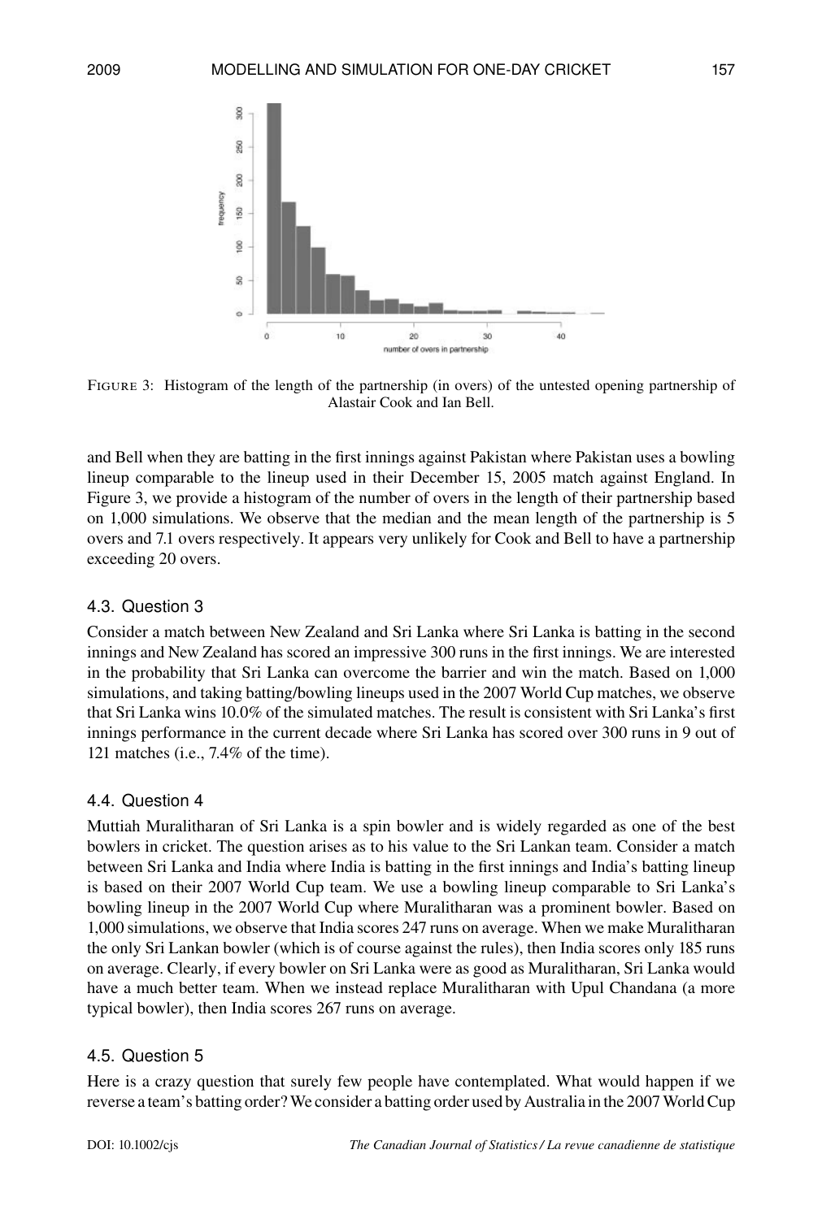FIGURE 3: Histogram of the length of the partnership (in overs) of the untested opening partnership of Alastair Cook and Ian Bell.

and Bell when they are batting in the first innings against Pakistan where Pakistan uses a bowling lineup comparable to the lineup used in their December 15, 2005 match against England. In Figure 3, we provide a histogram of the number of overs in the length of their partnership based on 1,000 simulations. We observe that the median and the mean length of the partnership is 5 overs and 7.1 overs respectively. It appears very unlikely for Cook and Bell to have a partnership exceeding 20 overs.

### 4.3. Question 3

Consider a match between New Zealand and Sri Lanka where Sri Lanka is batting in the second innings and New Zealand has scored an impressive 300 runs in the first innings. We are interested in the probability that Sri Lanka can overcome the barrier and win the match. Based on 1,000 simulations, and taking batting/bowling lineups used in the 2007 World Cup matches, we observe that Sri Lanka wins 10.0% of the simulated matches. The result is consistent with Sri Lanka's first innings performance in the current decade where Sri Lanka has scored over 300 runs in 9 out of 121 matches (i.e., 7.4% of the time).

### 4.4. Question 4

Muttiah Muralitharan of Sri Lanka is a spin bowler and is widely regarded as one of the best bowlers in cricket. The question arises as to his value to the Sri Lankan team. Consider a match between Sri Lanka and India where India is batting in the first innings and India's batting lineup is based on their 2007 World Cup team. We use a bowling lineup comparable to Sri Lanka's bowling lineup in the 2007 World Cup where Muralitharan was a prominent bowler. Based on 1,000 simulations, we observe that India scores 247 runs on average. When we make Muralitharan the only Sri Lankan bowler (which is of course against the rules), then India scores only 185 runs on average. Clearly, if every bowler on Sri Lanka were as good as Muralitharan, Sri Lanka would have a much better team. When we instead replace Muralitharan with Upul Chandana (a more typical bowler), then India scores 267 runs on average.

### 4.5. Question 5

Here is a crazy question that surely few people have contemplated. What would happen if we reverse a team's batting order? We consider a batting order used by Australia in the 2007 World Cup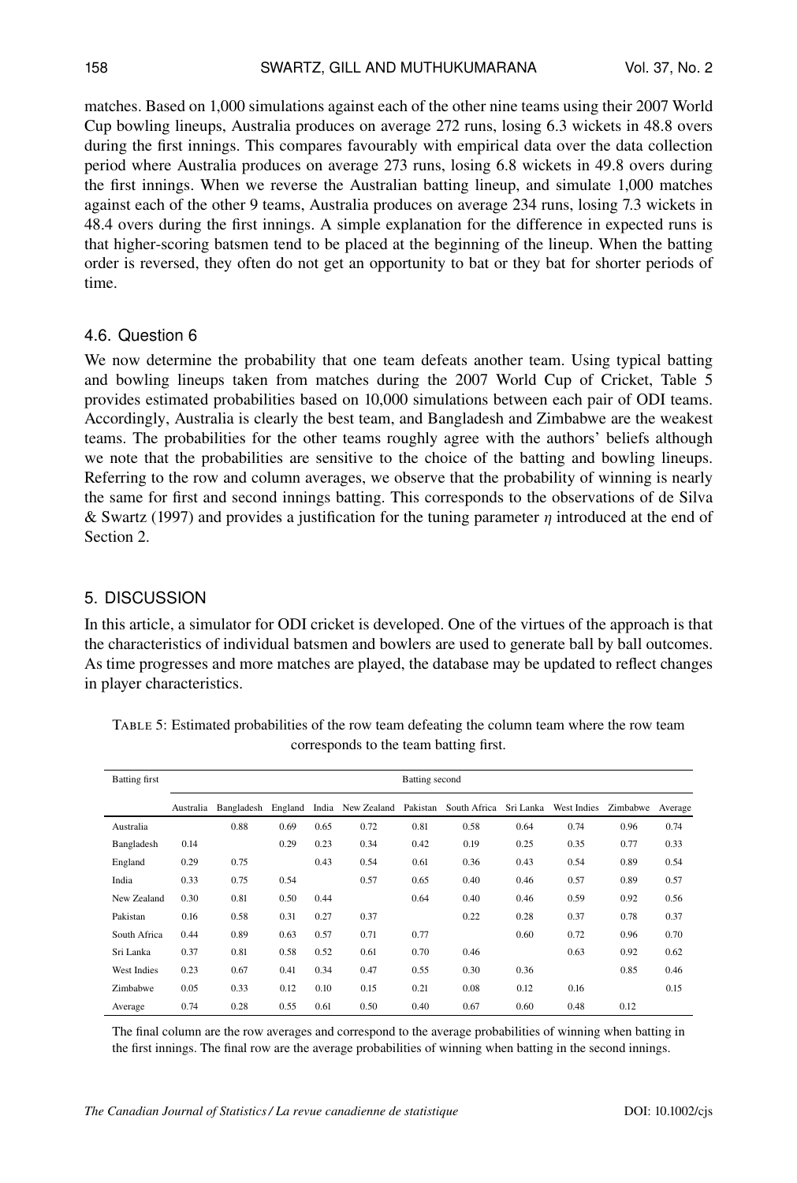matches. Based on 1,000 simulations against each of the other nine teams using their 2007 World Cup bowling lineups, Australia produces on average 272 runs, losing 6.3 wickets in 48.8 overs during the first innings. This compares favourably with empirical data over the data collection period where Australia produces on average 273 runs, losing 6.8 wickets in 49.8 overs during the first innings. When we reverse the Australian batting lineup, and simulate 1,000 matches against each of the other 9 teams, Australia produces on average 234 runs, losing 7.3 wickets in 48.4 overs during the first innings. A simple explanation for the difference in expected runs is that higher-scoring batsmen tend to be placed at the beginning of the lineup. When the batting order is reversed, they often do not get an opportunity to bat or they bat for shorter periods of time.

### 4.6. Question 6

We now determine the probability that one team defeats another team. Using typical batting and bowling lineups taken from matches during the 2007 World Cup of Cricket, Table 5 provides estimated probabilities based on 10,000 simulations between each pair of ODI teams. Accordingly, Australia is clearly the best team, and Bangladesh and Zimbabwe are the weakest teams. The probabilities for the other teams roughly agree with the authors' beliefs although we note that the probabilities are sensitive to the choice of the batting and bowling lineups. Referring to the row and column averages, we observe that the probability of winning is nearly the same for first and second innings batting. This corresponds to the observations of de Silva & Swartz (1997) and provides a justification for the tuning parameter $\eta$ introduced at the end of Section 2.

## 5. DISCUSSION

In this article, a simulator for ODI cricket is developed. One of the virtues of the approach is that the characteristics of individual batsmen and bowlers are used to generate ball by ball outcomes. As time progresses and more matches are played, the database may be updated to reflect changes in player characteristics.

TABLE 5: Estimated probabilities of the row team defeating the column team where the row team corresponds to the team batting first.

| Batting first | Batting second | | | | | | | | | | |
|---|---|---|---|---|---|---|---|---|---|---|---|
| | Australia | Bangladesh | England | India | New Zealand | Pakistan | South Africa | Sri Lanka | West Indies | Zimbabwe | Average |
| Australia | | 0.88 | 0.69 | 0.65 | 0.72 | 0.81 | 0.58 | 0.64 | 0.74 | 0.96 | 0.74 |
| Bangladesh | 0.14 | | 0.29 | 0.23 | 0.34 | 0.42 | 0.19 | 0.25 | 0.35 | 0.77 | 0.33 |
| England | 0.29 | 0.75 | | 0.43 | 0.54 | 0.61 | 0.36 | 0.43 | 0.54 | 0.89 | 0.54 |
| India | 0.33 | 0.75 | 0.54 | | 0.57 | 0.65 | 0.40 | 0.46 | 0.57 | 0.89 | 0.57 |
| New Zealand | 0.30 | 0.81 | 0.50 | 0.44 | | 0.64 | 0.40 | 0.46 | 0.59 | 0.92 | 0.56 |
| Pakistan | 0.16 | 0.58 | 0.31 | 0.27 | 0.37 | | 0.22 | 0.28 | 0.37 | 0.78 | 0.37 |
| South Africa | 0.44 | 0.89 | 0.63 | 0.57 | 0.71 | 0.77 | | 0.60 | 0.72 | 0.96 | 0.70 |
| Sri Lanka | 0.37 | 0.81 | 0.58 | 0.52 | 0.61 | 0.70 | 0.46 | | 0.63 | 0.92 | 0.62 |
| West Indies | 0.23 | 0.67 | 0.41 | 0.34 | 0.47 | 0.55 | 0.30 | 0.36 | | 0.85 | 0.46 |
| Zimbabwe | 0.05 | 0.33 | 0.12 | 0.10 | 0.15 | 0.21 | 0.08 | 0.12 | 0.16 | | 0.15 |
| Average | 0.74 | 0.28 | 0.55 | 0.61 | 0.50 | 0.40 | 0.67 | 0.60 | 0.48 | 0.12 | |

The final column are the row averages and correspond to the average probabilities of winning when batting in the first innings. The final row are the average probabilities of winning when batting in the second innings.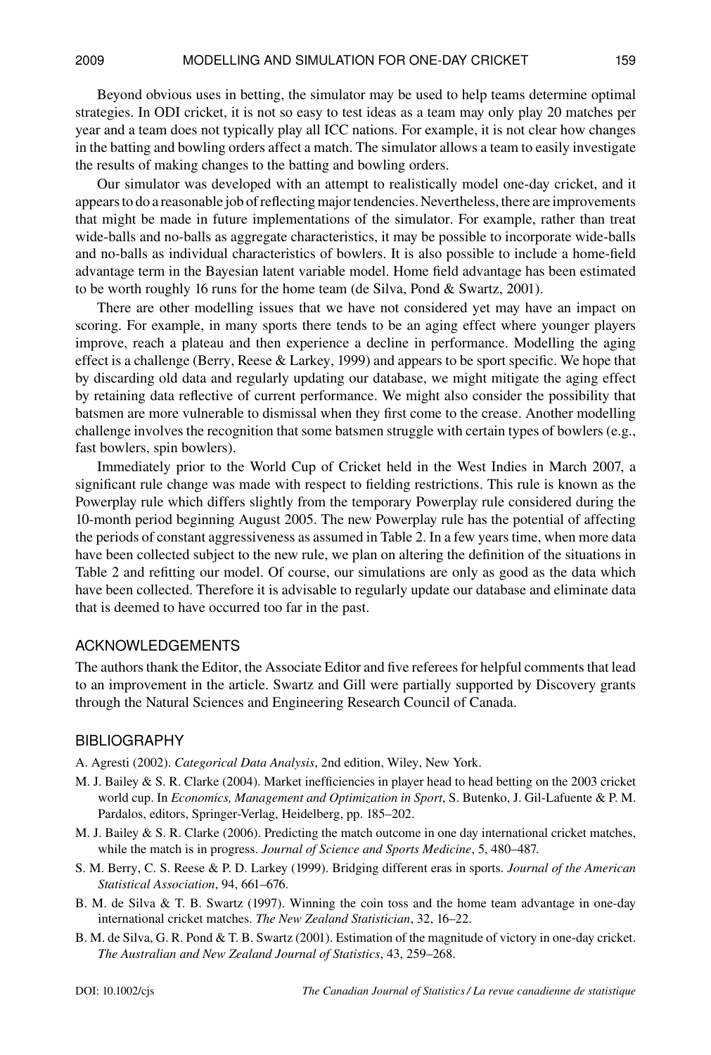Beyond obvious uses in betting, the simulator may be used to help teams determine optimal strategies. In ODI cricket, it is not so easy to test ideas as a team may only play 20 matches per year and a team does not typically play all ICC nations. For example, it is not clear how changes in the batting and bowling orders affect a match. The simulator allows a team to easily investigate the results of making changes to the batting and bowling orders.

Our simulator was developed with an attempt to realistically model one-day cricket, and it appears to do a reasonable job of reflecting major tendencies. Nevertheless, there are improvements that might be made in future implementations of the simulator. For example, rather than treat wide-balls and no-balls as aggregate characteristics, it may be possible to incorporate wide-balls and no-balls as individual characteristics of bowlers. It is also possible to include a home-field advantage term in the Bayesian latent variable model. Home field advantage has been estimated to be worth roughly 16 runs for the home team (de Silva, Pond & Swartz, 2001).

There are other modelling issues that we have not considered yet may have an impact on scoring. For example, in many sports there tends to be an aging effect where younger players improve, reach a plateau and then experience a decline in performance. Modelling the aging effect is a challenge (Berry, Reese & Larkey, 1999) and appears to be sport specific. We hope that by discarding old data and regularly updating our database, we might mitigate the aging effect by retaining data reflective of current performance. We might also consider the possibility that batsmen are more vulnerable to dismissal when they first come to the crease. Another modelling challenge involves the recognition that some batsmen struggle with certain types of bowlers (e.g., fast bowlers, spin bowlers).

Immediately prior to the World Cup of Cricket held in the West Indies in March 2007, a significant rule change was made with respect to fielding restrictions. This rule is known as the Powerplay rule which differs slightly from the temporary Powerplay rule considered during the 10-month period beginning August 2005. The new Powerplay rule has the potential of affecting the periods of constant aggressiveness as assumed in Table 2. In a few years time, when more data have been collected subject to the new rule, we plan on altering the definition of the situations in Table 2 and refitting our model. Of course, our simulations are only as good as the data which have been collected. Therefore it is advisable to regularly update our database and eliminate data that is deemed to have occurred too far in the past.

## ACKNOWLEDGEMENTS

The authors thank the Editor, the Associate Editor and five referees for helpful comments that lead to an improvement in the article. Swartz and Gill were partially supported by Discovery grants through the Natural Sciences and Engineering Research Council of Canada.

## BIBLIOGRAPHY

A. Agresti (2002). *Categorical Data Analysis*, 2nd edition, Wiley, New York.

M. J. Bailey & S. R. Clarke (2004). Market inefficiencies in player head to head betting on the 2003 cricket world cup. In *Economics, Management and Optimization in Sport*, S. Butenko, J. Gil-Lafuente & P. M. Pardalos, editors, Springer-Verlag, Heidelberg, pp. 185–202.

M. J. Bailey & S. R. Clarke (2006). Predicting the match outcome in one day international cricket matches, while the match is in progress. *Journal of Science and Sports Medicine*, 5, 480–487.

S. M. Berry, C. S. Reese & P. D. Larkey (1999). Bridging different eras in sports. *Journal of the American Statistical Association*, 94, 661–676.

B. M. de Silva & T. B. Swartz (1997). Winning the coin toss and the home team advantage in one-day international cricket matches. *The New Zealand Statistician*, 32, 16–22.

B. M. de Silva, G. R. Pond & T. B. Swartz (2001). Estimation of the magnitude of victory in one-day cricket. *The Australian and New Zealand Journal of Statistics*, 43, 259–268.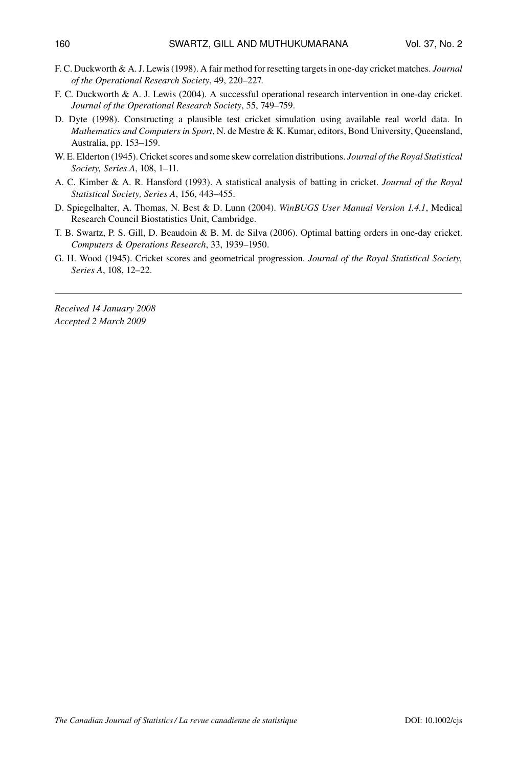F. C. Duckworth & A. J. Lewis (1998). A fair method for resetting targets in one-day cricket matches. *Journal of the Operational Research Society*, 49, 220–227.

F. C. Duckworth & A. J. Lewis (2004). A successful operational research intervention in one-day cricket. *Journal of the Operational Research Society*, 55, 749–759.

D. Dyte (1998). Constructing a plausible test cricket simulation using available real world data. In *Mathematics and Computers in Sport*, N. de Mestre & K. Kumar, editors, Bond University, Queensland, Australia, pp. 153–159.

W. E. Elderton (1945). Cricket scores and some skew correlation distributions. *Journal of the Royal Statistical Society, Series A*, 108, 1–11.

A. C. Kimber & A. R. Hansford (1993). A statistical analysis of batting in cricket. *Journal of the Royal Statistical Society, Series A*, 156, 443–455.

D. Spiegelhalter, A. Thomas, N. Best & D. Lunn (2004). *WinBUGS User Manual Version 1.4.1*, Medical Research Council Biostatistics Unit, Cambridge.

T. B. Swartz, P. S. Gill, D. Beaudoin & B. M. de Silva (2006). Optimal batting orders in one-day cricket. *Computers & Operations Research*, 33, 1939–1950.

G. H. Wood (1945). Cricket scores and geometrical progression. *Journal of the Royal Statistical Society, Series A*, 108, 12–22.

---

*Received 14 January 2008*
*Accepted 2 March 2009*